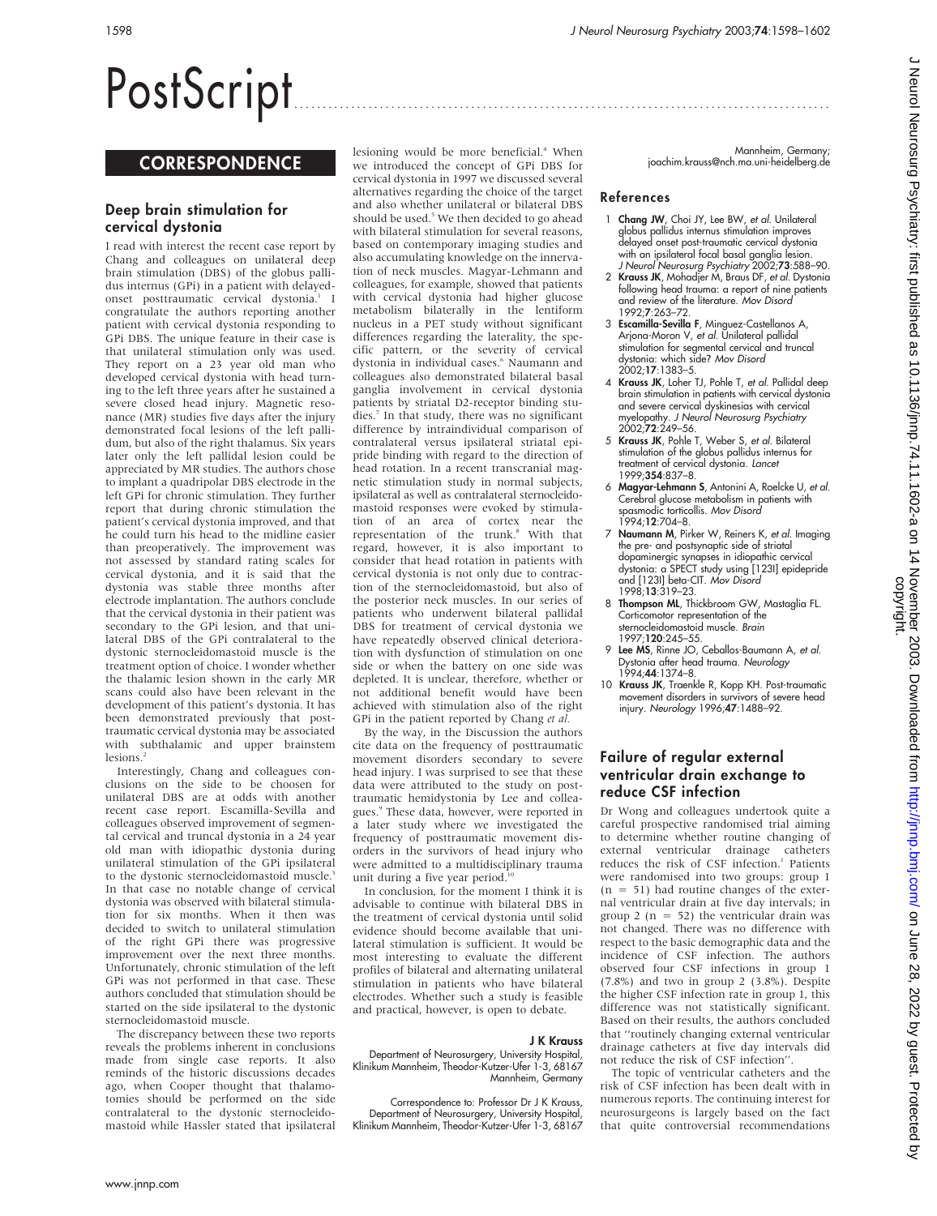# PostScript

## CORRESPONDENCE

### Deep brain stimulation for cervical dystonia

I read with interest the recent case report by Chang and colleagues on unilateral deep brain stimulation (DBS) of the globus pallidus internus (GPi) in a patient with delayed-onset posttraumatic cervical dystonia.[1] I congratulate the authors reporting another patient with cervical dystonia responding to GPi DBS. The unique feature in their case is that unilateral stimulation only was used. They report on a 23 year old man who developed cervical dystonia with head turning to the left three years after he sustained a severe closed head injury. Magnetic resonance (MR) studies five days after the injury demonstrated focal lesions of the left pallidum, but also of the right thalamus. Six years later only the left pallidal lesion could be appreciated by MR studies. The authors chose to implant a quadripolar DBS electrode in the left GPi for chronic stimulation. They further report that during chronic stimulation the patient's cervical dystonia improved, and that he could turn his head to the midline easier than preoperatively. The improvement was not assessed by standard rating scales for cervical dystonia, and it is said that the dystonia was stable three months after electrode implantation. The authors conclude that the cervical dystonia in their patient was secondary to the GPi lesion, and that unilateral DBS of the GPi contralateral to the dystonic sternocleidomastoid muscle is the treatment option of choice. I wonder whether the thalamic lesion shown in the early MR scans could also have been relevant in the development of this patient's dystonia. It has been demonstrated previously that posttraumatic cervical dystonia may be associated with subthalamic and upper brainstem lesions.[2]

Interestingly, Chang and colleagues conclusions on the side to be choosen for unilateral DBS are at odds with another recent case report. Escamilla-Sevilla and colleagues observed improvement of segmental cervical and truncal dystonia in a 24 year old man with idiopathic dystonia during unilateral stimulation of the GPi ipsilateral to the dystonic sternocleidomastoid muscle.[3] In that case no notable change of cervical dystonia was observed with bilateral stimulation for six months. When it then was decided to switch to unilateral stimulation of the right GPi there was progressive improvement over the next three months. Unfortunately, chronic stimulation of the left GPi was not performed in that case. These authors concluded that stimulation should be started on the side ipsilateral to the dystonic sternocleidomastoid muscle.

The discrepancy between these two reports reveals the problems inherent in conclusions made from single case reports. It also reminds of the historic discussions decades ago, when Cooper thought that thalamotomies should be performed on the side contralateral to the dystonic sternocleidomastoid while Hassler stated that ipsilateral lesioning would be more beneficial.[4] When we introduced the concept of GPi DBS for cervical dystonia in 1997 we discussed several alternatives regarding the choice of the target and also whether unilateral or bilateral DBS should be used.[5] We then decided to go ahead with bilateral stimulation for several reasons, based on contemporary imaging studies and also accumulating knowledge on the innervation of neck muscles. Magyar-Lehmann and colleagues, for example, showed that patients with cervical dystonia had higher glucose metabolism bilaterally in the lentiform nucleus in a PET study without significant differences regarding the laterality, the specific pattern, or the severity of cervical dystonia in individual cases.[6] Naumann and colleagues also demonstrated bilateral basal ganglia involvement in cervical dystonia patients by striatal D2-receptor binding studies.[7] In that study, there was no significant difference by intraindividual comparison of contralateral versus ipsilateral striatal epipride binding with regard to the direction of head rotation. In a recent transcranial magnetic stimulation study in normal subjects, ipsilateral as well as contralateral sternocleidomastoid responses were evoked by stimulation of an area of cortex near the representation of the trunk.[8] With that regard, however, it is also important to consider that head rotation in patients with cervical dystonia is not only due to contraction of the sternocleidomastoid, but also of the posterior neck muscles. In our series of patients who underwent bilateral pallidal DBS for treatment of cervical dystonia we have repeatedly observed clinical deterioration with dysfunction of stimulation on one side or when the battery on one side was depleted. It is unclear, therefore, whether or not additional benefit would have been achieved with stimulation also of the right GPi in the patient reported by Chang *et al.*

By the way, in the Discussion the authors cite data on the frequency of posttraumatic movement disorders secondary to severe head injury. I was surprised to see that these data were attributed to the study on posttraumatic hemidystonia by Lee and colleagues.[9] These data, however, were reported in a later study where we investigated the frequency of posttraumatic movement disorders in the survivors of head injury who were admitted to a multidisciplinary trauma unit during a five year period.[10]

In conclusion, for the moment I think it is advisable to continue with bilateral DBS in the treatment of cervical dystonia until solid evidence should become available that unilateral stimulation is sufficient. It would be most interesting to evaluate the different profiles of bilateral and alternating unilateral stimulation in patients who have bilateral electrodes. Whether such a study is feasible and practical, however, is open to debate.

**J K Krauss**

Department of Neurosurgery, University Hospital, Klinikum Mannheim, Theodor-Kutzer-Ufer 1-3, 68167 Mannheim, Germany

Correspondence to: Professor Dr J K Krauss, Department of Neurosurgery, University Hospital, Klinikum Mannheim, Theodor-Kutzer-Ufer 1-3, 68167 Mannheim, Germany; joachim.krauss@nch.ma.uni-heidelberg.de

#### References

1. **Chang JW**, Choi JY, Lee BW, *et al*. Unilateral globus pallidus internus stimulation improves delayed onset post-traumatic cervical dystonia with an ipsilateral focal basal ganglia lesion. *J Neurol Neurosurg Psychiatry* 2002;**73**:588–90.
2. **Krauss JK**, Mohadjer M, Braus DF, *et al*. Dystonia following head trauma: a report of nine patients and review of the literature. *Mov Disord* 1992;**7**:263–72.
3. **Escamilla-Sevilla F**, Minguez-Castellanos A, Arjona-Moron V, *et al*. Unilateral pallidal stimulation for segmental cervical and truncal dystonia: which side? *Mov Disord* 2002;**17**:1383–5.
4. **Krauss JK**, Loher TJ, Pohle T, *et al*. Pallidal deep brain stimulation in patients with cervical dystonia and severe cervical dyskinesias with cervical myelopathy. *J Neurol Neurosurg Psychiatry* 2002;**72**:249–56.
5. **Krauss JK**, Pohle T, Weber S, *et al*. Bilateral stimulation of the globus pallidus internus for treatment of cervical dystonia. *Lancet* 1999;**354**:837–8.
6. **Magyar-Lehmann S**, Antonini A, Roelcke U, *et al*. Cerebral glucose metabolism in patients with spasmodic torticollis. *Mov Disord* 1994;**12**:704–8.
7. **Naumann M**, Pirker W, Reiners K, *et al*. Imaging the pre- and postsynaptic side of striatal dopaminergic synapses in idiopathic cervical dystonia: a SPECT study using [123I] epidepride and [123I] beta-CIT. *Mov Disord* 1998;**13**:319–23.
8. **Thompson ML**, Thickbroom GW, Mastaglia FL. Corticomotor representation of the sternocleidomastoid muscle. *Brain* 1997;**120**:245–55.
9. **Lee MS**, Rinne JO, Ceballos-Baumann A, *et al*. Dystonia after head trauma. *Neurology* 1994;**44**:1374–8.
10. **Krauss JK**, Traenkle R, Kopp KH. Post-traumatic movement disorders in survivors of severe head injury. *Neurology* 1996;**47**:1488–92.

### Failure of regular external ventricular drain exchange to reduce CSF infection

Dr Wong and colleagues undertook quite a careful prospective randomised trial aiming to determine whether routine changing of external ventricular drainage catheters reduces the risk of CSF infection.[1] Patients were randomised into two groups: group 1 (n = 51) had routine changes of the external ventricular drain at five day intervals; in group 2 (n = 52) the ventricular drain was not changed. There was no difference with respect to the basic demographic data and the incidence of CSF infection. The authors observed four CSF infections in group 1 (7.8%) and two in group 2 (3.8%). Despite the higher CSF infection rate in group 1, this difference was not statistically significant. Based on their results, the authors concluded that "routinely changing external ventricular drainage catheters at five day intervals did not reduce the risk of CSF infection".

The topic of ventricular catheters and the risk of CSF infection has been dealt with in numerous reports. The continuing interest for neurosurgeons is largely based on the fact that quite controversial recommendations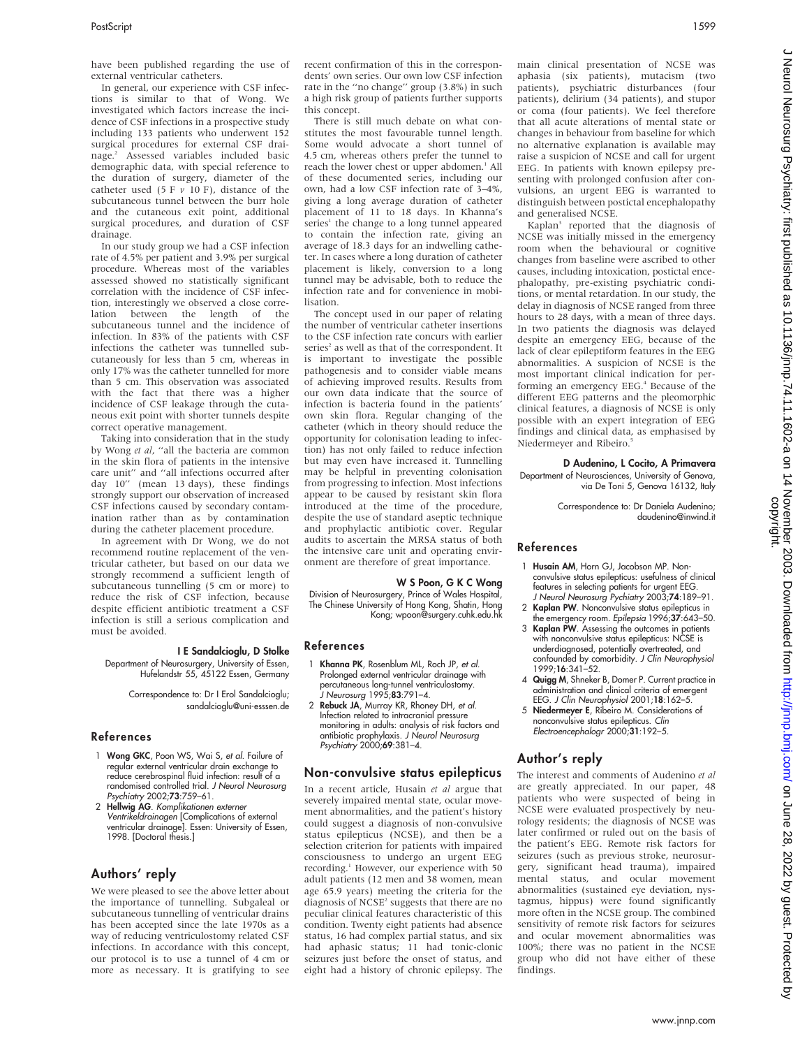have been published regarding the use of external ventricular catheters.

In general, our experience with CSF infections is similar to that of Wong. We investigated which factors increase the incidence of CSF infections in a prospective study including 133 patients who underwent 152 surgical procedures for external CSF drainage.[2] Assessed variables included basic demographic data, with special reference to the duration of surgery, diameter of the catheter used (5 F *v* 10 F), distance of the subcutaneous tunnel between the burr hole and the cutaneous exit point, additional surgical procedures, and duration of CSF drainage.

In our study group we had a CSF infection rate of 4.5% per patient and 3.9% per surgical procedure. Whereas most of the variables assessed showed no statistically significant correlation with the incidence of CSF infection, interestingly we observed a close correlation between the length of the subcutaneous tunnel and the incidence of infection. In 83% of the patients with CSF infections the catheter was tunnelled subcutaneously for less than 5 cm, whereas in only 17% was the catheter tunnelled for more than 5 cm. This observation was associated with the fact that there was a higher incidence of CSF leakage through the cutaneous exit point with shorter tunnels despite correct operative management.

Taking into consideration that in the study by Wong *et al*, "all the bacteria are common in the skin flora of patients in the intensive care unit" and "all infections occurred after day 10" (mean 13 days), these findings strongly support our observation of increased CSF infections caused by secondary contamination rather than as by contamination during the catheter placement procedure.

In agreement with Dr Wong, we do not recommend routine replacement of the ventricular catheter, but based on our data we strongly recommend a sufficient length of subcutaneous tunnelling (5 cm or more) to reduce the risk of CSF infection, because despite efficient antibiotic treatment a CSF infection is still a serious complication and must be avoided.

**I E Sandalcioglu, D Stolke**

Department of Neurosurgery, University of Essen, Hufelandstr 55, 45122 Essen, Germany

Correspondence to: Dr I Erol Sandalcioglu; sandalcioglu@uni-esssen.de

## References

1. **Wong GKC**, Poon WS, Wai S, *et al*. Failure of regular external ventricular drain exchange to reduce cerebrospinal fluid infection: result of a randomised controlled trial. *J Neurol Neurosurg Psychiatry* 2002;**73**:759–61.
2. **Hellwig AG**. *Komplikationen externer Ventrikeldrainagen* [Complications of external ventricular drainage]. Essen: University of Essen, 1998. [Doctoral thesis.]

## Authors' reply

We were pleased to see the above letter about the importance of tunnelling. Subgaleal or subcutaneous tunnelling of ventricular drains has been accepted since the late 1970s as a way of reducing ventriculostomy related CSF infections. In accordance with this concept, our protocol is to use a tunnel of 4 cm or more as necessary. It is gratifying to see recent confirmation of this in the correspondents' own series. Our own low CSF infection rate in the "no change" group (3.8%) in such a high risk group of patients further supports this concept.

There is still much debate on what constitutes the most favourable tunnel length. Some would advocate a short tunnel of 4.5 cm, whereas others prefer the tunnel to reach the lower chest or upper abdomen.[1] All of these documented series, including our own, had a low CSF infection rate of 3–4%, giving a long average duration of catheter placement of 11 to 18 days. In Khanna's series[1] the change to a long tunnel appeared to contain the infection rate, giving an average of 18.3 days for an indwelling catheter. In cases where a long duration of catheter placement is likely, conversion to a long tunnel may be advisable, both to reduce the infection rate and for convenience in mobilisation.

The concept used in our paper of relating the number of ventricular catheter insertions to the CSF infection rate concurs with earlier series[2] as well as that of the correspondent. It is important to investigate the possible pathogenesis and to consider viable means of achieving improved results. Results from our own data indicate that the source of infection is bacteria found in the patients' own skin flora. Regular changing of the catheter (which in theory should reduce the opportunity for colonisation leading to infection) has not only failed to reduce infection but may even have increased it. Tunnelling may be helpful in preventing colonisation from progressing to infection. Most infections appear to be caused by resistant skin flora introduced at the time of the procedure, despite the use of standard aseptic technique and prophylactic antibiotic cover. Regular audits to ascertain the MRSA status of both the intensive care unit and operating environment are therefore of great importance.

**W S Poon, G K C Wong**

Division of Neurosurgery, Prince of Wales Hospital, The Chinese University of Hong Kong, Shatin, Hong Kong; wpoon@surgery.cuhk.edu.hk

## References

1. **Khanna PK**, Rosenblum ML, Roch JP, *et al*. Prolonged external ventricular drainage with percutaneous long-tunnel ventriculostomy. *J Neurosurg* 1995;**83**:791–4.
2. **Rebuck JA**, Murray KR, Rhoney DH, *et al*. Infection related to intracranial pressure monitoring in adults: analysis of risk factors and antibiotic prophylaxis. *J Neurol Neurosurg Psychiatry* 2000;**69**:381–4.

# Non-convulsive status epilepticus

In a recent article, Husain *et al* argue that severely impaired mental state, ocular movement abnormalities, and the patient's history could suggest a diagnosis of non-convulsive status epilepticus (NCSE), and then be a selection criterion for patients with impaired consciousness to undergo an urgent EEG recording.[1] However, our experience with 50 adult patients (12 men and 38 women, mean age 65.9 years) meeting the criteria for the diagnosis of NCSE[2] suggests that there are no peculiar clinical features characteristic of this condition. Twenty eight patients had absence status, 16 had complex partial status, and six had aphasic status; 11 had tonic-clonic seizures just before the onset of status, and eight had a history of chronic epilepsy. The main clinical presentation of NCSE was aphasia (six patients), mutacism (two patients), psychiatric disturbances (four patients), delirium (34 patients), and stupor or coma (four patients). We feel therefore that all acute alterations of mental state or changes in behaviour from baseline for which no alternative explanation is available may raise a suspicion of NCSE and call for urgent EEG. In patients with known epilepsy presenting with prolonged confusion after convulsions, an urgent EEG is warranted to distinguish between postictal encephalopathy and generalised NCSE.

Kaplan[3] reported that the diagnosis of NCSE was initially missed in the emergency room when the behavioural or cognitive changes from baseline were ascribed to other causes, including intoxication, postictal encephalopathy, pre-existing psychiatric conditions, or mental retardation. In our study, the delay in diagnosis of NCSE ranged from three hours to 28 days, with a mean of three days. In two patients the diagnosis was delayed despite an emergency EEG, because of the lack of clear epileptiform features in the EEG abnormalities. A suspicion of NCSE is the most important clinical indication for performing an emergency EEG.[4] Because of the different EEG patterns and the pleomorphic clinical features, a diagnosis of NCSE is only possible with an expert integration of EEG findings and clinical data, as emphasised by Niedermeyer and Ribeiro.[5]

**D Audenino, L Cocito, A Primavera**

Department of Neurosciences, University of Genova, via De Toni 5, Genova 16132, Italy

Correspondence to: Dr Daniela Audenino; daudenino@inwind.it

## References

1. **Husain AM**, Horn GJ, Jacobson MP. Non-convulsive status epilepticus: usefulness of clinical features in selecting patients for urgent EEG. *J Neurol Neurosurg Pychiatry* 2003;**74**:189–91.
2. **Kaplan PW**. Nonconvulsive status epilepticus in the emergency room. *Epilepsia* 1996;**37**:643–50.
3. **Kaplan PW**. Assessing the outcomes in patients with nonconvulsive status epilepticus: NCSE is underdiagnosed, potentially overtreated, and confounded by comorbidity. *J Clin Neurophysiol* 1999;**16**:341–52.
4. **Quigg M**, Shneker B, Domer P. Current practice in administration and clinical criteria of emergent EEG. *J Clin Neurophysiol* 2001;**18**:162–5.
5. **Niedermeyer E**, Ribeiro M. Considerations of nonconvulsive status epilepticus. *Clin Electroencephalogr* 2000;**31**:192–5.

## Author's reply

The interest and comments of Audenino *et al* are greatly appreciated. In our paper, 48 patients who were suspected of being in NCSE were evaluated prospectively by neurology residents; the diagnosis of NCSE was later confirmed or ruled out on the basis of the patient's EEG. Remote risk factors for seizures (such as previous stroke, neurosurgery, significant head trauma), impaired mental status, and ocular movement abnormalities (sustained eye deviation, nystagmus, hippus) were found significantly more often in the NCSE group. The combined sensitivity of remote risk factors for seizures and ocular movement abnormalities was 100%; there was no patient in the NCSE group who did not have either of these findings.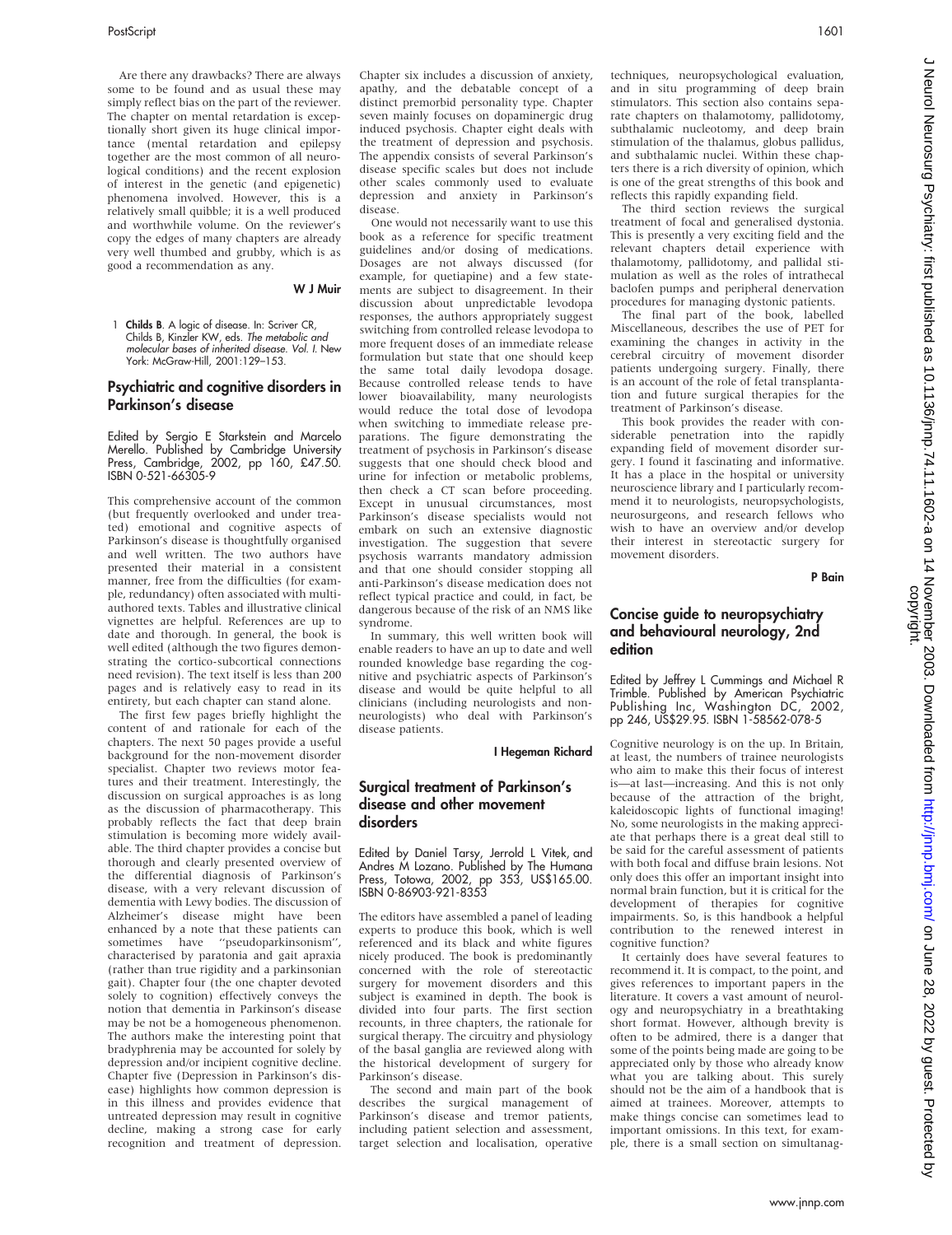Are there any drawbacks? There are always some to be found and as usual these may simply reflect bias on the part of the reviewer. The chapter on mental retardation is exceptionally short given its huge clinical importance (mental retardation and epilepsy together are the most common of all neurological conditions) and the recent explosion of interest in the genetic (and epigenetic) phenomena involved. However, this is a relatively small quibble; it is a well produced and worthwhile volume. On the reviewer's copy the edges of many chapters are already very well thumbed and grubby, which is as good a recommendation as any.

**W J Muir**

1 **Childs B**. A logic of disease. In: Scriver CR, Childs B, Kinzler KW, eds. *The metabolic and molecular bases of inherited disease. Vol. I.* New York: McGraw-Hill, 2001:129–153.

## Psychiatric and cognitive disorders in Parkinson's disease

Edited by Sergio E Starkstein and Marcelo Merello. Published by Cambridge University Press, Cambridge, 2002, pp 160, £47.50. ISBN 0-521-66305-9

This comprehensive account of the common (but frequently overlooked and under treated) emotional and cognitive aspects of Parkinson's disease is thoughtfully organised and well written. The two authors have presented their material in a consistent manner, free from the difficulties (for example, redundancy) often associated with multiauthored texts. Tables and illustrative clinical vignettes are helpful. References are up to date and thorough. In general, the book is well edited (although the two figures demonstrating the cortico-subcortical connections need revision). The text itself is less than 200 pages and is relatively easy to read in its entirety, but each chapter can stand alone.

The first few pages briefly highlight the content of and rationale for each of the chapters. The next 50 pages provide a useful background for the non-movement disorder specialist. Chapter two reviews motor features and their treatment. Interestingly, the discussion on surgical approaches is as long as the discussion of pharmacotherapy. This probably reflects the fact that deep brain stimulation is becoming more widely available. The third chapter provides a concise but thorough and clearly presented overview of the differential diagnosis of Parkinson's disease, with a very relevant discussion of dementia with Lewy bodies. The discussion of Alzheimer's disease might have been enhanced by a note that these patients can sometimes have ''pseudoparkinsonism'', characterised by paratonia and gait apraxia (rather than true rigidity and a parkinsonian gait). Chapter four (the one chapter devoted solely to cognition) effectively conveys the notion that dementia in Parkinson's disease may be not be a homogeneous phenomenon. The authors make the interesting point that bradyphrenia may be accounted for solely by depression and/or incipient cognitive decline. Chapter five (Depression in Parkinson's disease) highlights how common depression is in this illness and provides evidence that untreated depression may result in cognitive decline, making a strong case for early recognition and treatment of depression. Chapter six includes a discussion of anxiety, apathy, and the debatable concept of a distinct premorbid personality type. Chapter seven mainly focuses on dopaminergic drug induced psychosis. Chapter eight deals with the treatment of depression and psychosis. The appendix consists of several Parkinson's disease specific scales but does not include other scales commonly used to evaluate depression and anxiety in Parkinson's disease.

One would not necessarily want to use this book as a reference for specific treatment guidelines and/or dosing of medications. Dosages are not always discussed (for example, for quetiapine) and a few statements are subject to disagreement. In their discussion about unpredictable levodopa responses, the authors appropriately suggest switching from controlled release levodopa to more frequent doses of an immediate release formulation but state that one should keep the same total daily levodopa dosage. Because controlled release tends to have lower bioavailability, many neurologists would reduce the total dose of levodopa when switching to immediate release preparations. The figure demonstrating the treatment of psychosis in Parkinson's disease suggests that one should check blood and urine for infection or metabolic problems, then check a CT scan before proceeding. Except in unusual circumstances, most Parkinson's disease specialists would not embark on such an extensive diagnostic investigation. The suggestion that severe psychosis warrants mandatory admission and that one should consider stopping all anti-Parkinson's disease medication does not reflect typical practice and could, in fact, be dangerous because of the risk of an NMS like syndrome.

In summary, this well written book will enable readers to have an up to date and well rounded knowledge base regarding the cognitive and psychiatric aspects of Parkinson's disease and would be quite helpful to all clinicians (including neurologists and non-neurologists) who deal with Parkinson's disease patients.

**I Hegeman Richard**

## Surgical treatment of Parkinson's disease and other movement disorders

Edited by Daniel Tarsy, Jerrold L Vitek, and Andres M Lozano. Published by The Humana Press, Totowa, 2002, pp 353, US$165.00. ISBN 0-86903-921-8353

The editors have assembled a panel of leading experts to produce this book, which is well referenced and its black and white figures nicely produced. The book is predominantly concerned with the role of stereotactic surgery for movement disorders and this subject is examined in depth. The book is divided into four parts. The first section recounts, in three chapters, the rationale for surgical therapy. The circuitry and physiology of the basal ganglia are reviewed along with the historical development of surgery for Parkinson's disease.

The second and main part of the book describes the surgical management of Parkinson's disease and tremor patients, including patient selection and assessment, target selection and localisation, operative techniques, neuropsychological evaluation, and in situ programming of deep brain stimulators. This section also contains separate chapters on thalamotomy, pallidotomy, subthalamic nucleotomy, and deep brain stimulation of the thalamus, globus pallidus, and subthalamic nuclei. Within these chapters there is a rich diversity of opinion, which is one of the great strengths of this book and reflects this rapidly expanding field.

The third section reviews the surgical treatment of focal and generalised dystonia. This is presently a very exciting field and the relevant chapters detail experience with thalamotomy, pallidotomy, and pallidal stimulation as well as the roles of intrathecal baclofen pumps and peripheral denervation procedures for managing dystonic patients.

The final part of the book, labelled Miscellaneous, describes the use of PET for examining the changes in activity in the cerebral circuitry of movement disorder patients undergoing surgery. Finally, there is an account of the role of fetal transplantation and future surgical therapies for the treatment of Parkinson's disease.

This book provides the reader with considerable penetration into the rapidly expanding field of movement disorder surgery. I found it fascinating and informative. It has a place in the hospital or university neuroscience library and I particularly recommend it to neurologists, neuropsychologists, neurosurgeons, and research fellows who wish to have an overview and/or develop their interest in stereotactic surgery for movement disorders.

**P Bain**

## Concise guide to neuropsychiatry and behavioural neurology, 2nd edition

Edited by Jeffrey L Cummings and Michael R Trimble. Published by American Psychiatric Publishing Inc, Washington DC, 2002, pp 246, US$29.95. ISBN 1-58562-078-5

Cognitive neurology is on the up. In Britain, at least, the numbers of trainee neurologists who aim to make this their focus of interest is—at last—increasing. And this is not only because of the attraction of the bright, kaleidoscopic lights of functional imaging! No, some neurologists in the making appreciate that perhaps there is a great deal still to be said for the careful assessment of patients with both focal and diffuse brain lesions. Not only does this offer an important insight into normal brain function, but it is critical for the development of therapies for cognitive impairments. So, is this handbook a helpful contribution to the renewed interest in cognitive function?

It certainly does have several features to recommend it. It is compact, to the point, and gives references to important papers in the literature. It covers a vast amount of neurology and neuropsychiatry in a breathtaking short format. However, although brevity is often to be admired, there is a danger that some of the points being made are going to be appreciated only by those who already know what you are talking about. This surely should not be the aim of a handbook that is aimed at trainees. Moreover, attempts to make things concise can sometimes lead to important omissions. In this text, for example, there is a small section on simultanag-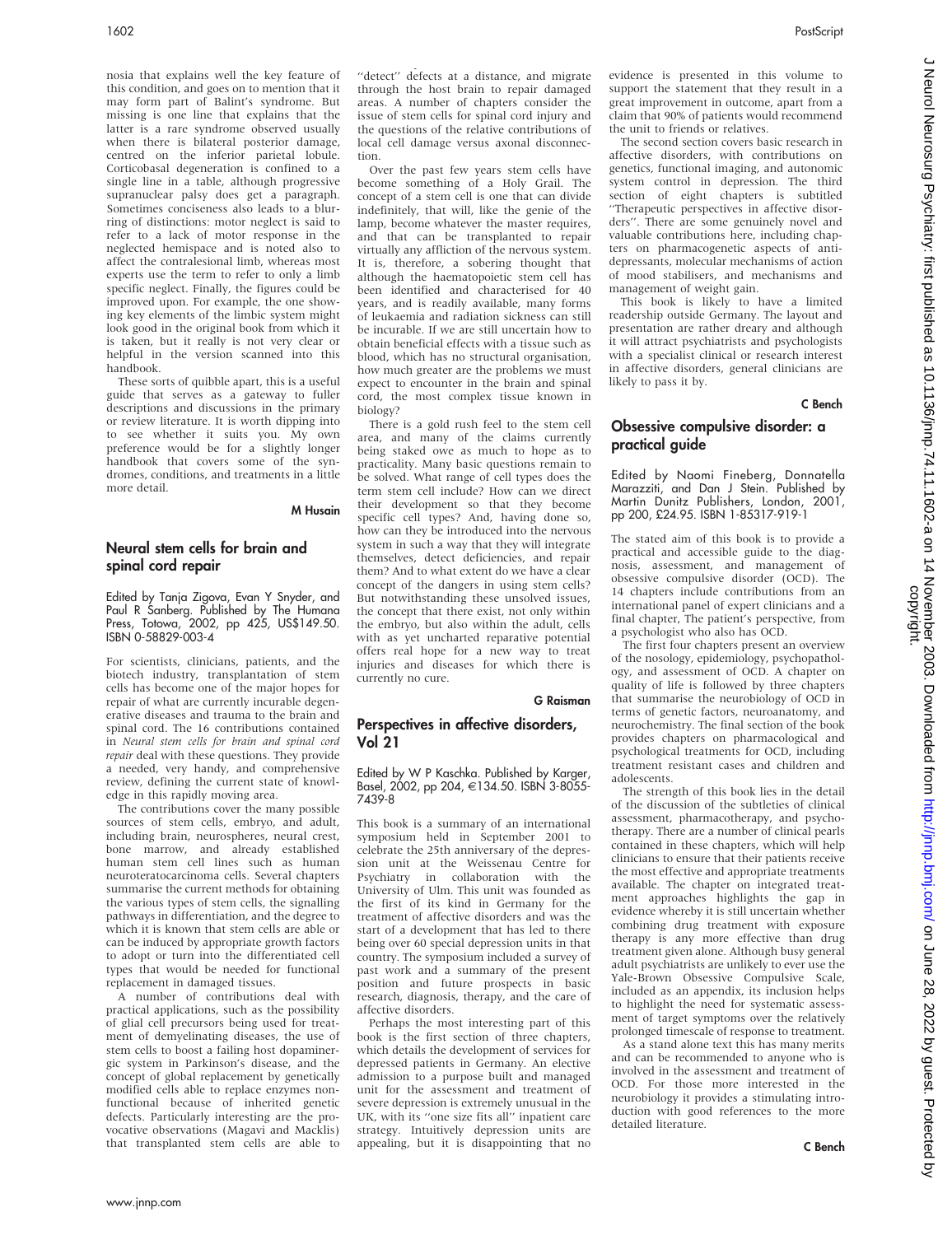nosia that explains well the key feature of this condition, and goes on to mention that it may form part of Balint's syndrome. But missing is one line that explains that the latter is a rare syndrome observed usually when there is bilateral posterior damage, centred on the inferior parietal lobule. Corticobasal degeneration is confined to a single line in a table, although progressive supranuclear palsy does get a paragraph. Sometimes conciseness also leads to a blurring of distinctions: motor neglect is said to refer to a lack of motor response in the neglected hemispace and is noted also to affect the contralesional limb, whereas most experts use the term to refer to only a limb specific neglect. Finally, the figures could be improved upon. For example, the one showing key elements of the limbic system might look good in the original book from which it is taken, but it really is not very clear or helpful in the version scanned into this handbook.

These sorts of quibble apart, this is a useful guide that serves as a gateway to fuller descriptions and discussions in the primary or review literature. It is worth dipping into to see whether it suits you. My own preference would be for a slightly longer handbook that covers some of the syndromes, conditions, and treatments in a little more detail.

**M Husain**

## Neural stem cells for brain and spinal cord repair

Edited by Tanja Zigova, Evan Y Snyder, and Paul R Sanberg. Published by The Humana Press, Totowa, 2002, pp 425, US$149.50. ISBN 0-58829-003-4

For scientists, clinicians, patients, and the biotech industry, transplantation of stem cells has become one of the major hopes for repair of what are currently incurable degenerative diseases and trauma to the brain and spinal cord. The 16 contributions contained in *Neural stem cells for brain and spinal cord repair* deal with these questions. They provide a needed, very handy, and comprehensive review, defining the current state of knowledge in this rapidly moving area.

The contributions cover the many possible sources of stem cells, embryo, and adult, including brain, neurospheres, neural crest, bone marrow, and already established human stem cell lines such as human neuroteratocarcinoma cells. Several chapters summarise the current methods for obtaining the various types of stem cells, the signalling pathways in differentiation, and the degree to which it is known that stem cells are able or can be induced by appropriate growth factors to adopt or turn into the differentiated cell types that would be needed for functional replacement in damaged tissues.

A number of contributions deal with practical applications, such as the possibility of glial cell precursors being used for treatment of demyelinating diseases, the use of stem cells to boost a failing host dopaminergic system in Parkinson's disease, and the concept of global replacement by genetically modified cells able to replace enzymes nonfunctional because of inherited genetic defects. Particularly interesting are the provocative observations (Magavi and Macklis) that transplanted stem cells are able to "detect" defects at a distance, and migrate through the host brain to repair damaged areas. A number of chapters consider the issue of stem cells for spinal cord injury and the questions of the relative contributions of local cell damage versus axonal disconnection.

Over the past few years stem cells have become something of a Holy Grail. The concept of a stem cell is one that can divide indefinitely, that will, like the genie of the lamp, become whatever the master requires, and that can be transplanted to repair virtually any affliction of the nervous system. It is, therefore, a sobering thought that although the haematopoietic stem cell has been identified and characterised for 40 years, and is readily available, many forms of leukaemia and radiation sickness can still be incurable. If we are still uncertain how to obtain beneficial effects with a tissue such as blood, which has no structural organisation, how much greater are the problems we must expect to encounter in the brain and spinal cord, the most complex tissue known in biology?

There is a gold rush feel to the stem cell area, and many of the claims currently being staked owe as much to hope as to practicality. Many basic questions remain to be solved. What range of cell types does the term stem cell include? How can we direct their development so that they become specific cell types? And, having done so, how can they be introduced into the nervous system in such a way that they will integrate themselves, detect deficiencies, and repair them? And to what extent do we have a clear concept of the dangers in using stem cells? But notwithstanding these unsolved issues, the concept that there exist, not only within the embryo, but also within the adult, cells with as yet uncharted reparative potential offers real hope for a new way to treat injuries and diseases for which there is currently no cure.

**G Raisman**

## Perspectives in affective disorders, Vol 21

Edited by W P Kaschka. Published by Karger, Basel, 2002, pp 204, €134.50. ISBN 3-8055-7439-8

This book is a summary of an international symposium held in September 2001 to celebrate the 25th anniversary of the depression unit at the Weissenau Centre for Psychiatry in collaboration with the University of Ulm. This unit was founded as the first of its kind in Germany for the treatment of affective disorders and was the start of a development that has led to there being over 60 special depression units in that country. The symposium included a survey of past work and a summary of the present position and future prospects in basic research, diagnosis, therapy, and the care of affective disorders.

Perhaps the most interesting part of this book is the first section of three chapters, which details the development of services for depressed patients in Germany. An elective admission to a purpose built and managed unit for the assessment and treatment of severe depression is extremely unusual in the UK, with its "one size fits all" inpatient care strategy. Intuitively depression units are appealing, but it is disappointing that no evidence is presented in this volume to support the statement that they result in a great improvement in outcome, apart from a claim that 90% of patients would recommend the unit to friends or relatives.

The second section covers basic research in affective disorders, with contributions on genetics, functional imaging, and autonomic system control in depression. The third section of eight chapters is subtitled "Therapeutic perspectives in affective disorders". There are some genuinely novel and valuable contributions here, including chapters on pharmacogenetic aspects of antidepressants, molecular mechanisms of action of mood stabilisers, and mechanisms and management of weight gain.

This book is likely to have a limited readership outside Germany. The layout and presentation are rather dreary and although it will attract psychiatrists and psychologists with a specialist clinical or research interest in affective disorders, general clinicians are likely to pass it by.

**C Bench**

## Obsessive compulsive disorder: a practical guide

Edited by Naomi Fineberg, Donnatella Marazziti, and Dan J Stein. Published by Martin Dunitz Publishers, London, 2001, pp 200, £24.95. ISBN 1-85317-919-1

The stated aim of this book is to provide a practical and accessible guide to the diagnosis, assessment, and management of obsessive compulsive disorder (OCD). The 14 chapters include contributions from an international panel of expert clinicians and a final chapter, The patient's perspective, from a psychologist who also has OCD.

The first four chapters present an overview of the nosology, epidemiology, psychopathology, and assessment of OCD. A chapter on quality of life is followed by three chapters that summarise the neurobiology of OCD in terms of genetic factors, neuroanatomy, and neurochemistry. The final section of the book provides chapters on pharmacological and psychological treatments for OCD, including treatment resistant cases and children and adolescents.

The strength of this book lies in the detail of the discussion of the subtleties of clinical assessment, pharmacotherapy, and psychotherapy. There are a number of clinical pearls contained in these chapters, which will help clinicians to ensure that their patients receive the most effective and appropriate treatments available. The chapter on integrated treatment approaches highlights the gap in evidence whereby it is still uncertain whether combining drug treatment with exposure therapy is any more effective than drug treatment given alone. Although busy general adult psychiatrists are unlikely to ever use the Yale-Brown Obsessive Compulsive Scale, included as an appendix, its inclusion helps to highlight the need for systematic assessment of target symptoms over the relatively prolonged timescale of response to treatment.

As a stand alone text this has many merits and can be recommended to anyone who is involved in the assessment and treatment of OCD. For those more interested in the neurobiology it provides a stimulating introduction with good references to the more detailed literature.

**C Bench**